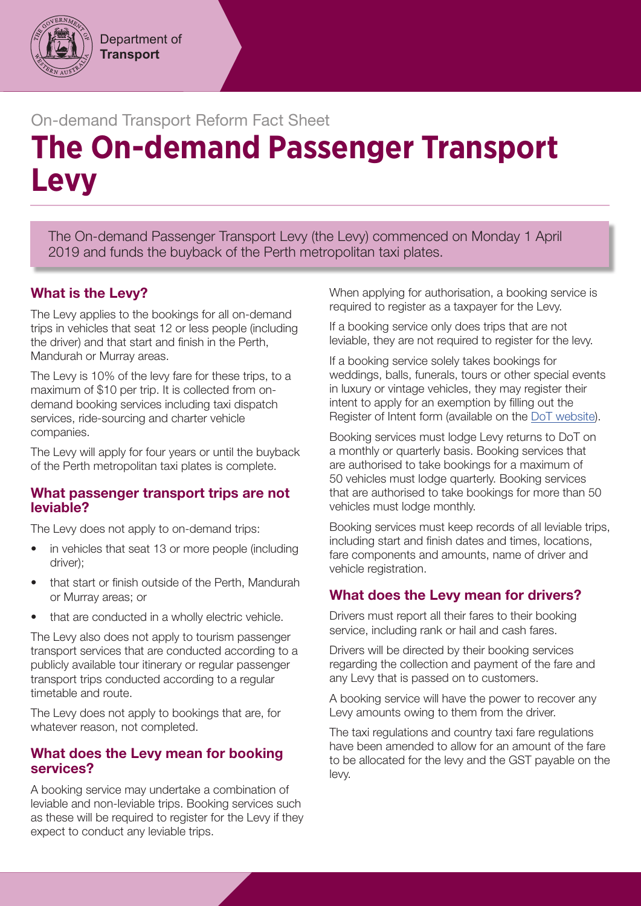Department of Transport

On-demand Transport Reform Fact Sheet

# The On-demand Passenger Transport Levy

The On-demand Passenger Transport Levy (the Levy) commenced on Monday 1 April 2019 and funds the buyback of the Perth metropolitan taxi plates.

## What is the Levy?

The Levy applies to the bookings for all on-demand trips in vehicles that seat 12 or less people (including the driver) and that start and finish in the Perth, Mandurah or Murray areas.

The Levy is 10% of the levy fare for these trips, to a maximum of $10 per trip. It is collected from on-demand booking services including taxi dispatch services, ride-sourcing and charter vehicle companies.

The Levy will apply for four years or until the buyback of the Perth metropolitan taxi plates is complete.

### What passenger transport trips are not leviable?

The Levy does not apply to on-demand trips:

- in vehicles that seat 13 or more people (including driver);
- that start or finish outside of the Perth, Mandurah or Murray areas; or
- that are conducted in a wholly electric vehicle.

The Levy also does not apply to tourism passenger transport services that are conducted according to a publicly available tour itinerary or regular passenger transport trips conducted according to a regular timetable and route.

The Levy does not apply to bookings that are, for whatever reason, not completed.

### What does the Levy mean for booking services?

A booking service may undertake a combination of leviable and non-leviable trips. Booking services such as these will be required to register for the Levy if they expect to conduct any leviable trips.

When applying for authorisation, a booking service is required to register as a taxpayer for the Levy.

If a booking service only does trips that are not leviable, they are not required to register for the levy.

If a booking service solely takes bookings for weddings, balls, funerals, tours or other special events in luxury or vintage vehicles, they may register their intent to apply for an exemption by filling out the Register of Intent form (available on the [DoT website](DoT website)).

Booking services must lodge Levy returns to DoT on a monthly or quarterly basis. Booking services that are authorised to take bookings for a maximum of 50 vehicles must lodge quarterly. Booking services that are authorised to take bookings for more than 50 vehicles must lodge monthly.

Booking services must keep records of all leviable trips, including start and finish dates and times, locations, fare components and amounts, name of driver and vehicle registration.

## What does the Levy mean for drivers?

Drivers must report all their fares to their booking service, including rank or hail and cash fares.

Drivers will be directed by their booking services regarding the collection and payment of the fare and any Levy that is passed on to customers.

A booking service will have the power to recover any Levy amounts owing to them from the driver.

The taxi regulations and country taxi fare regulations have been amended to allow for an amount of the fare to be allocated for the levy and the GST payable on the levy.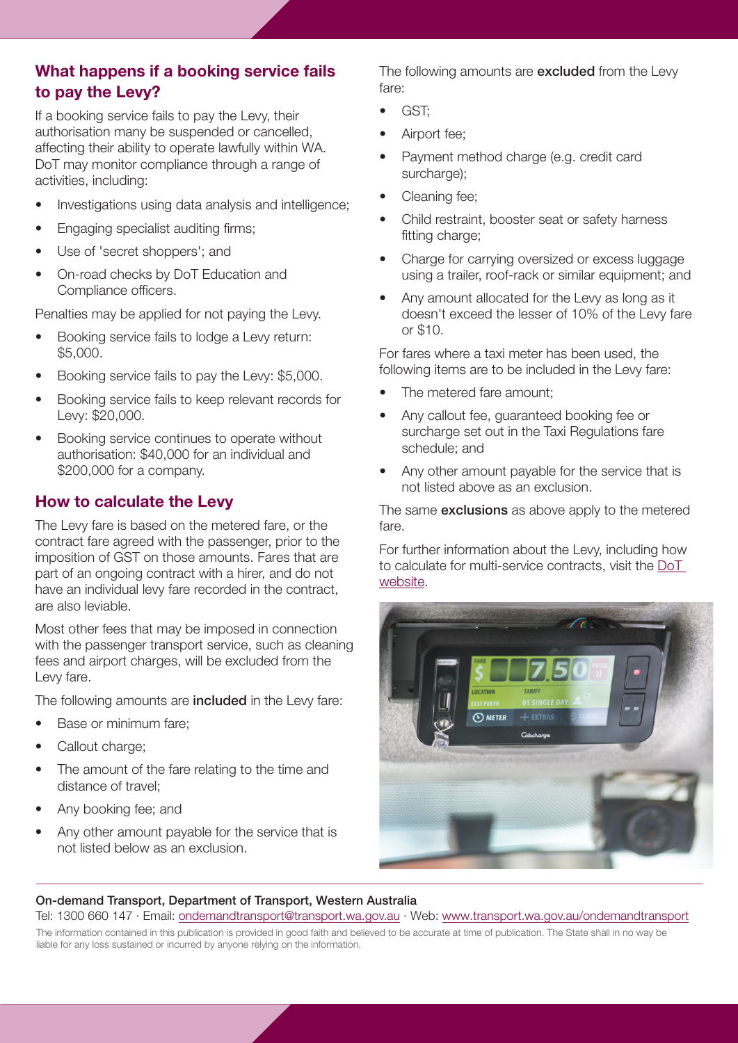## What happens if a booking service fails to pay the Levy?

If a booking service fails to pay the Levy, their authorisation many be suspended or cancelled, affecting their ability to operate lawfully within WA. DoT may monitor compliance through a range of activities, including:

- Investigations using data analysis and intelligence;
- Engaging specialist auditing firms;
- Use of 'secret shoppers'; and
- On-road checks by DoT Education and Compliance officers.

Penalties may be applied for not paying the Levy.

- Booking service fails to lodge a Levy return: $5,000.
- Booking service fails to pay the Levy: $5,000.
- Booking service fails to keep relevant records for Levy: $20,000.
- Booking service continues to operate without authorisation: $40,000 for an individual and $200,000 for a company.

## How to calculate the Levy

The Levy fare is based on the metered fare, or the contract fare agreed with the passenger, prior to the imposition of GST on those amounts. Fares that are part of an ongoing contract with a hirer, and do not have an individual levy fare recorded in the contract, are also leviable.

Most other fees that may be imposed in connection with the passenger transport service, such as cleaning fees and airport charges, will be excluded from the Levy fare.

The following amounts are **included** in the Levy fare:

- Base or minimum fare;
- Callout charge;
- The amount of the fare relating to the time and distance of travel;
- Any booking fee; and
- Any other amount payable for the service that is not listed below as an exclusion.

The following amounts are **excluded** from the Levy fare:

- GST;
- Airport fee;
- Payment method charge (e.g. credit card surcharge);
- Cleaning fee;
- Child restraint, booster seat or safety harness fitting charge;
- Charge for carrying oversized or excess luggage using a trailer, roof-rack or similar equipment; and
- Any amount allocated for the Levy as long as it doesn't exceed the lesser of 10% of the Levy fare or $10.

For fares where a taxi meter has been used, the following items are to be included in the Levy fare:

- The metered fare amount;
- Any callout fee, guaranteed booking fee or surcharge set out in the Taxi Regulations fare schedule; and
- Any other amount payable for the service that is not listed above as an exclusion.

The same **exclusions** as above apply to the metered fare.

For further information about the Levy, including how to calculate for multi-service contracts, visit the [DoT website](DoT website).

**On-demand Transport, Department of Transport, Western Australia**
Tel: 1300 660 147 · Email: ondemandtransport@transport.wa.gov.au · Web: www.transport.wa.gov.au/ondemandtransport

The information contained in this publication is provided in good faith and believed to be accurate at time of publication. The State shall in no way be liable for any loss sustained or incurred by anyone relying on the information.